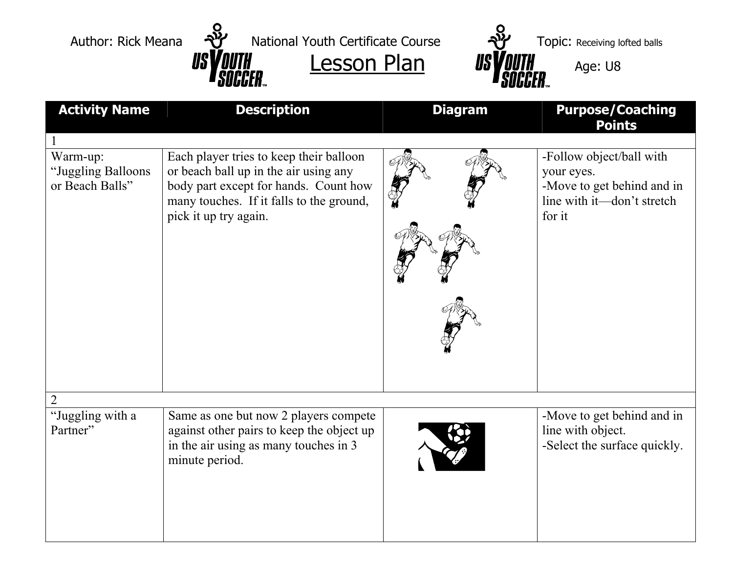Author: Rick Meana — National Youth Certificate Course — Topic: Receiving lofted balls

# Lesson Plan

Age: U8

| Activity Name | Description | Diagram | Purpose/Coaching Points |
|---|---|---|---|
| 1 | | | |
| Warm-up: "Juggling Balloons or Beach Balls" | Each player tries to keep their balloon or beach ball up in the air using any body part except for hands. Count how many touches. If it falls to the ground, pick it up try again. | | -Follow object/ball with your eyes.<br>-Move to get behind and in line with it—don't stretch for it |
| 2 | | | |
| "Juggling with a Partner" | Same as one but now 2 players compete against other pairs to keep the object up in the air using as many touches in 3 minute period. | | -Move to get behind and in line with object.<br>-Select the surface quickly. |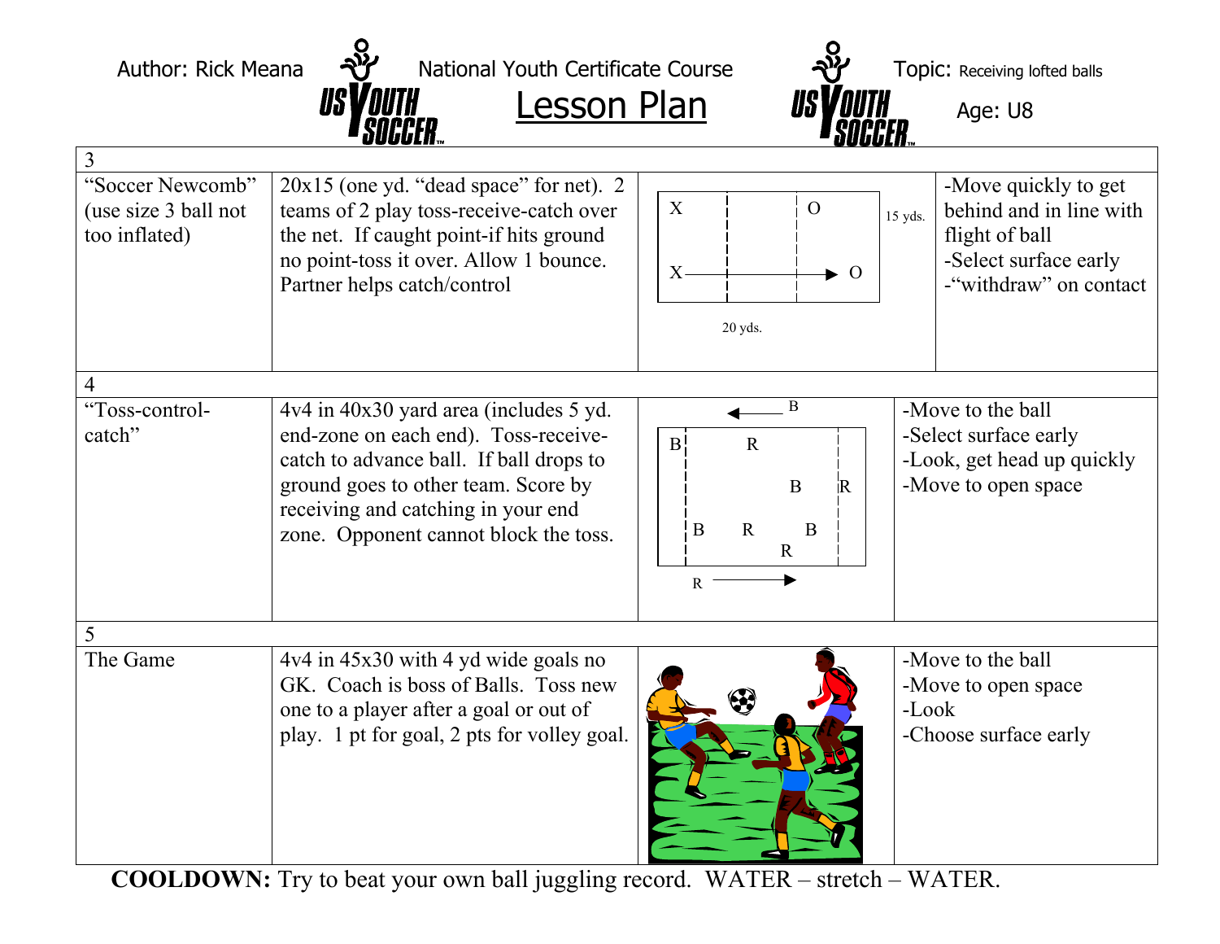Author: Rick Meana | National Youth Certificate Course | **Lesson Plan** | Topic: Receiving lofted balls | Age: U8

| | | | |
|---|---|---|---|
| **3** | | | |
| "Soccer Newcomb" (use size 3 ball not too inflated) | 20x15 (one yd. "dead space" for net). 2 teams of 2 play toss-receive-catch over the net. If caught point-if hits ground no point-toss it over. Allow 1 bounce. Partner helps catch/control | X O X O 15 yds. 20 yds. | -Move quickly to get behind and in line with flight of ball<br>-Select surface early<br>-"withdraw" on contact |
| **4** | | | |
| "Toss-control-catch" | 4v4 in 40x30 yard area (includes 5 yd. end-zone on each end). Toss-receive-catch to advance ball. If ball drops to ground goes to other team. Score by receiving and catching in your end zone. Opponent cannot block the toss. | B B R B R B R B R R R | -Move to the ball<br>-Select surface early<br>-Look, get head up quickly<br>-Move to open space |
| **5** | | | |
| The Game | 4v4 in 45x30 with 4 yd wide goals no GK. Coach is boss of Balls. Toss new one to a player after a goal or out of play. 1 pt for goal, 2 pts for volley goal. | | -Move to the ball<br>-Move to open space<br>-Look<br>-Choose surface early |

**COOLDOWN:** Try to beat your own ball juggling record. WATER – stretch – WATER.